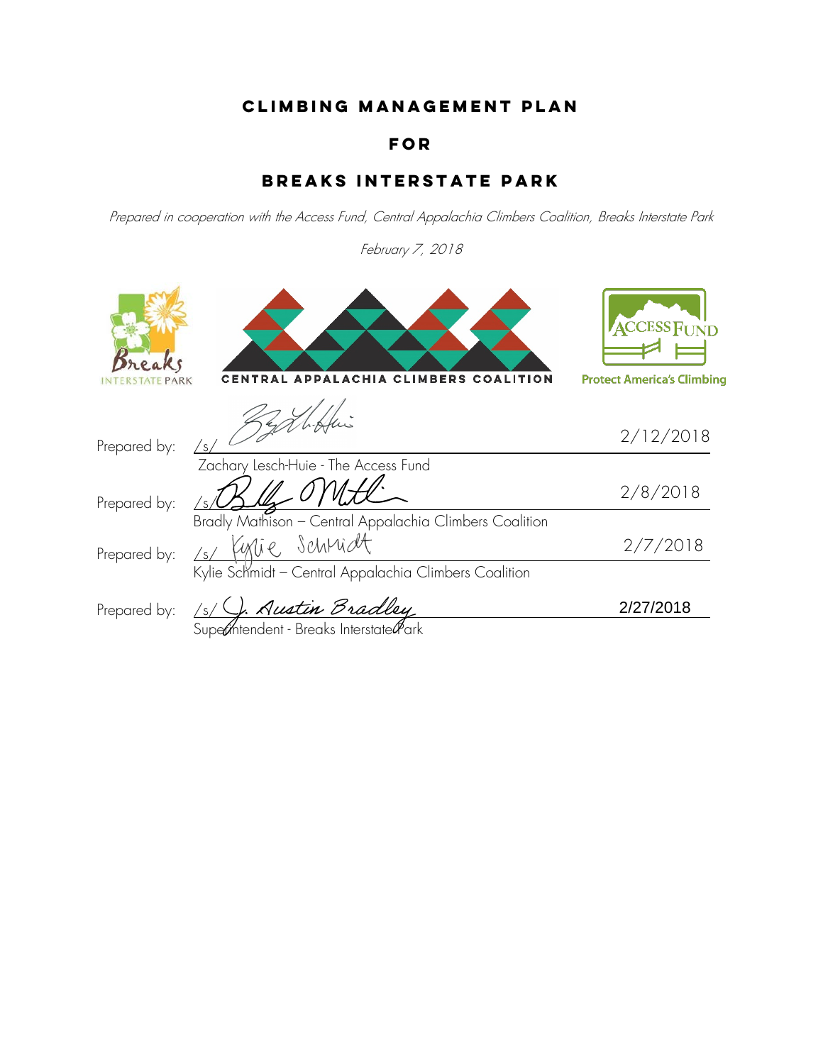# CLIMBING MANAGEMENT PLAN

# FOR

# BREAKS INTERSTATE PARK

*Prepared in cooperation with the Access Fund, Central Appalachia Climbers Coalition, Breaks Interstate Park*

*February 7, 2018*

Breaks INTERSTATE PARK

CENTRAL APPALACHIA CLIMBERS COALITION

ACCESS FUND
Protect America's Climbing

Prepared by: /s/ 2/12/2018
Zachary Lesch-Huie - The Access Fund

Prepared by: /s/ 2/8/2018
Bradly Mathison – Central Appalachia Climbers Coalition

Prepared by: /s/ Kylie Schmidt 2/7/2018
Kylie Schmidt – Central Appalachia Climbers Coalition

Prepared by: /s/ J. Austin Bradley 2/27/2018
Superintendent - Breaks Interstate Park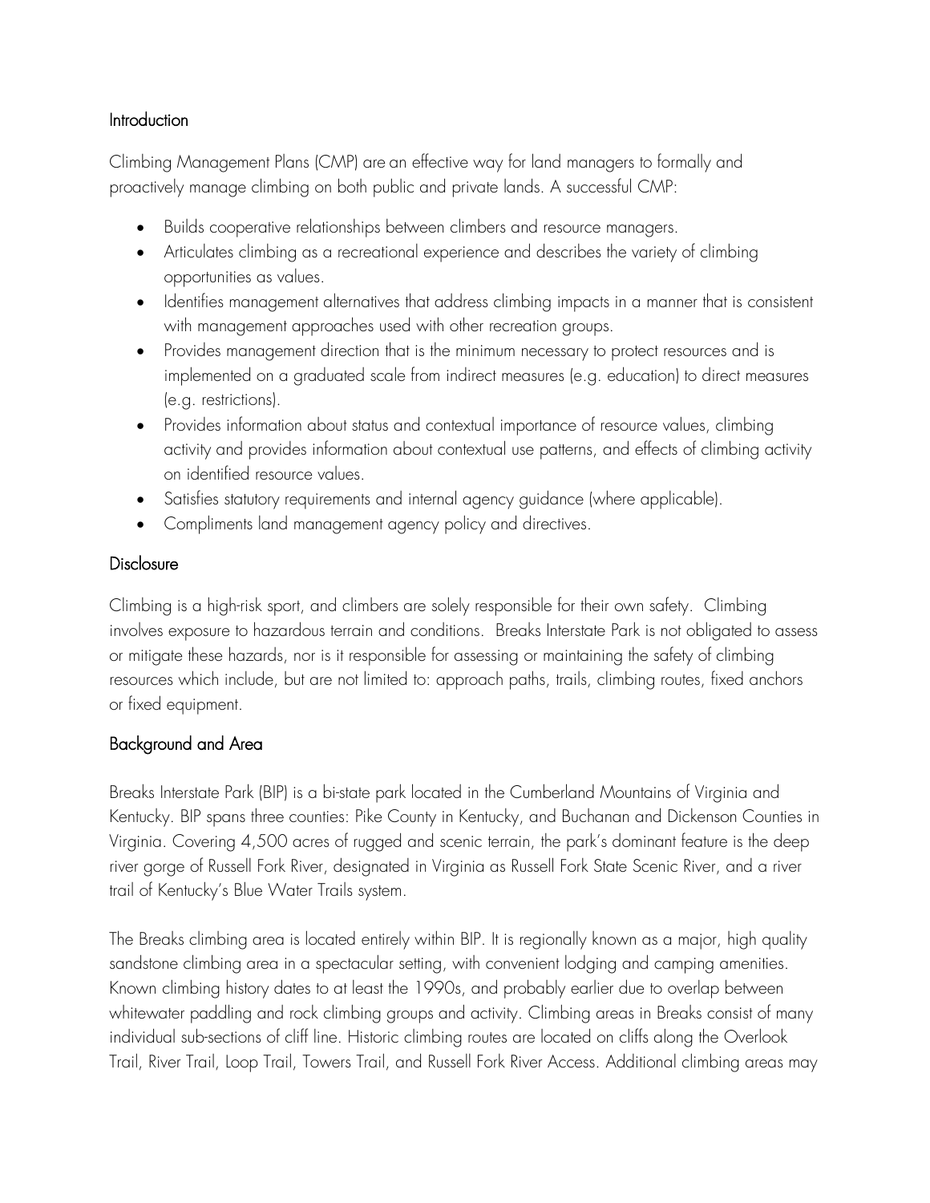## Introduction

Climbing Management Plans (CMP) are an effective way for land managers to formally and proactively manage climbing on both public and private lands. A successful CMP:

- Builds cooperative relationships between climbers and resource managers.
- Articulates climbing as a recreational experience and describes the variety of climbing opportunities as values.
- Identifies management alternatives that address climbing impacts in a manner that is consistent with management approaches used with other recreation groups.
- Provides management direction that is the minimum necessary to protect resources and is implemented on a graduated scale from indirect measures (e.g. education) to direct measures (e.g. restrictions).
- Provides information about status and contextual importance of resource values, climbing activity and provides information about contextual use patterns, and effects of climbing activity on identified resource values.
- Satisfies statutory requirements and internal agency guidance (where applicable).
- Compliments land management agency policy and directives.

## Disclosure

Climbing is a high-risk sport, and climbers are solely responsible for their own safety. Climbing involves exposure to hazardous terrain and conditions. Breaks Interstate Park is not obligated to assess or mitigate these hazards, nor is it responsible for assessing or maintaining the safety of climbing resources which include, but are not limited to: approach paths, trails, climbing routes, fixed anchors or fixed equipment.

## Background and Area

Breaks Interstate Park (BIP) is a bi-state park located in the Cumberland Mountains of Virginia and Kentucky. BIP spans three counties: Pike County in Kentucky, and Buchanan and Dickenson Counties in Virginia. Covering 4,500 acres of rugged and scenic terrain, the park's dominant feature is the deep river gorge of Russell Fork River, designated in Virginia as Russell Fork State Scenic River, and a river trail of Kentucky's Blue Water Trails system.

The Breaks climbing area is located entirely within BIP. It is regionally known as a major, high quality sandstone climbing area in a spectacular setting, with convenient lodging and camping amenities. Known climbing history dates to at least the 1990s, and probably earlier due to overlap between whitewater paddling and rock climbing groups and activity. Climbing areas in Breaks consist of many individual sub-sections of cliff line. Historic climbing routes are located on cliffs along the Overlook Trail, River Trail, Loop Trail, Towers Trail, and Russell Fork River Access. Additional climbing areas may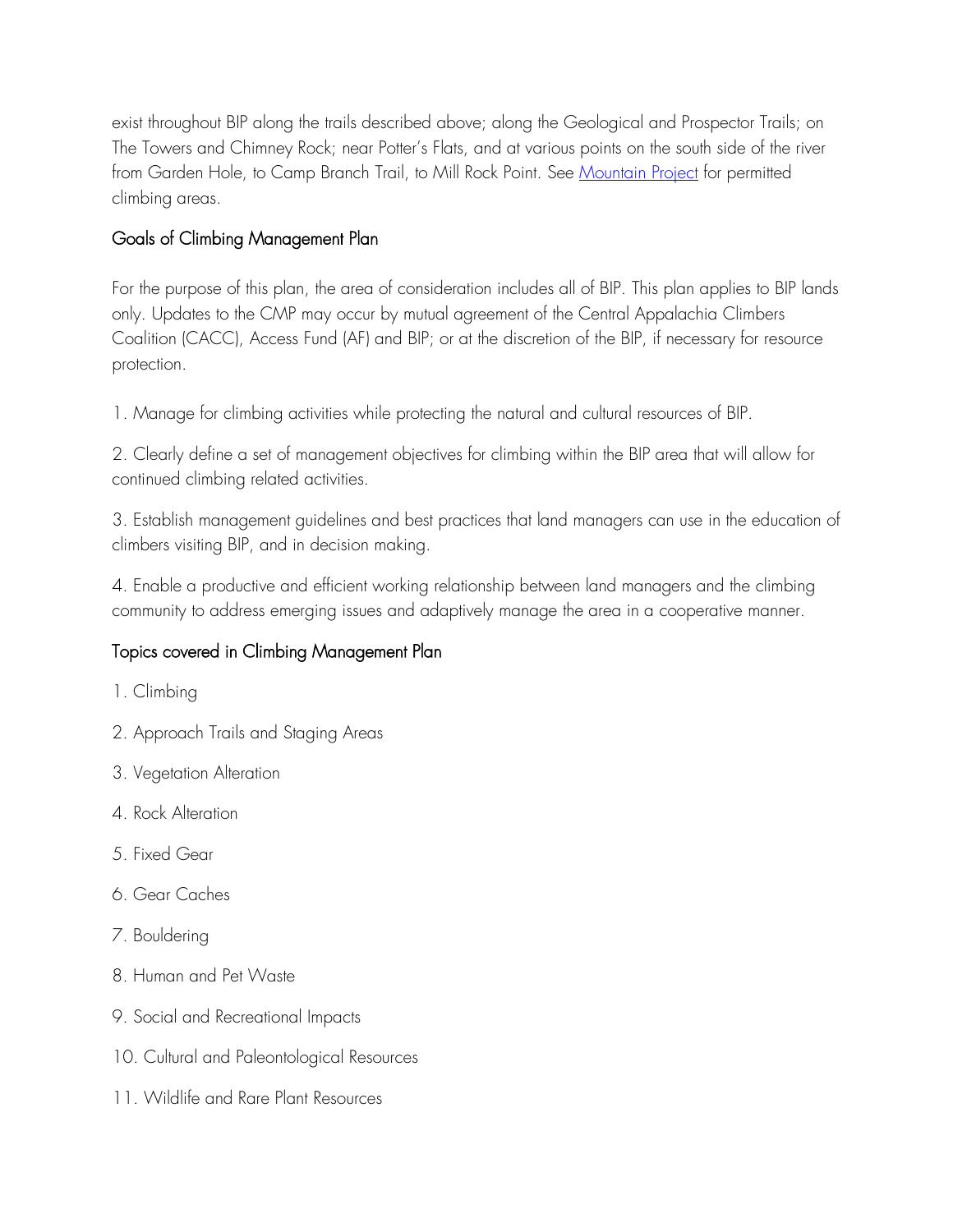exist throughout BIP along the trails described above; along the Geological and Prospector Trails; on The Towers and Chimney Rock; near Potter's Flats, and at various points on the south side of the river from Garden Hole, to Camp Branch Trail, to Mill Rock Point. See [Mountain Project] for permitted climbing areas.

## Goals of Climbing Management Plan

For the purpose of this plan, the area of consideration includes all of BIP. This plan applies to BIP lands only. Updates to the CMP may occur by mutual agreement of the Central Appalachia Climbers Coalition (CACC), Access Fund (AF) and BIP; or at the discretion of the BIP, if necessary for resource protection.

1. Manage for climbing activities while protecting the natural and cultural resources of BIP.

2. Clearly define a set of management objectives for climbing within the BIP area that will allow for continued climbing related activities.

3. Establish management guidelines and best practices that land managers can use in the education of climbers visiting BIP, and in decision making.

4. Enable a productive and efficient working relationship between land managers and the climbing community to address emerging issues and adaptively manage the area in a cooperative manner.

## Topics covered in Climbing Management Plan

1. Climbing
2. Approach Trails and Staging Areas
3. Vegetation Alteration
4. Rock Alteration
5. Fixed Gear
6. Gear Caches
7. Bouldering
8. Human and Pet Waste
9. Social and Recreational Impacts
10. Cultural and Paleontological Resources
11. Wildlife and Rare Plant Resources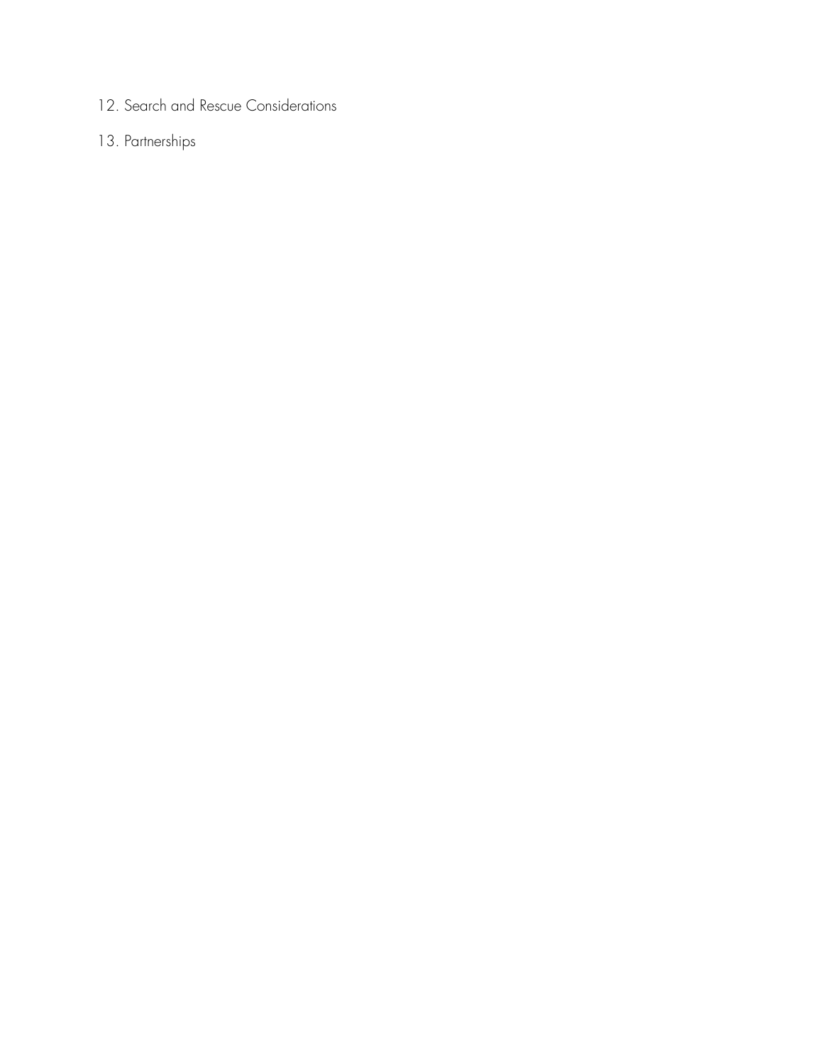12. Search and Rescue Considerations

13. Partnerships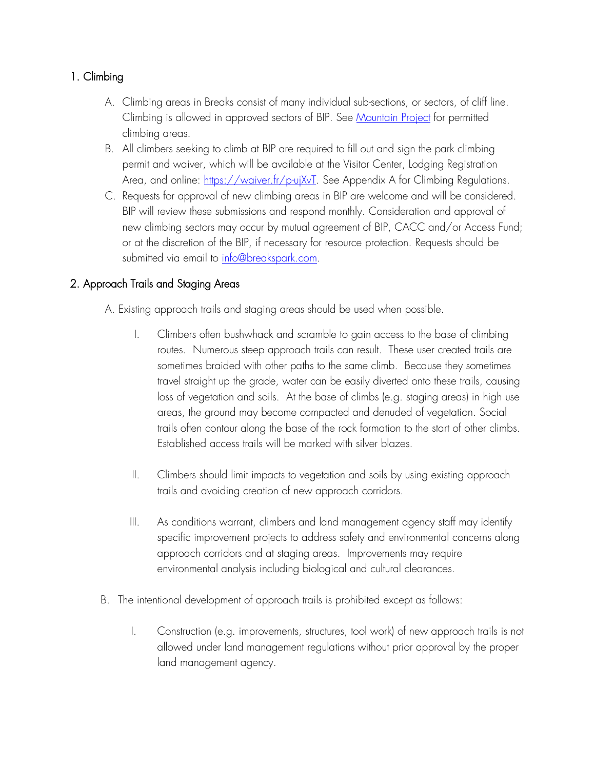## 1. Climbing

A. Climbing areas in Breaks consist of many individual sub-sections, or sectors, of cliff line. Climbing is allowed in approved sectors of BIP. See [Mountain Project](Mountain Project) for permitted climbing areas.

B. All climbers seeking to climb at BIP are required to fill out and sign the park climbing permit and waiver, which will be available at the Visitor Center, Lodging Registration Area, and online: [https://waiver.fr/p-ujXvT](https://waiver.fr/p-ujXvT). See Appendix A for Climbing Regulations.

C. Requests for approval of new climbing areas in BIP are welcome and will be considered. BIP will review these submissions and respond monthly. Consideration and approval of new climbing sectors may occur by mutual agreement of BIP, CACC and/or Access Fund; or at the discretion of the BIP, if necessary for resource protection. Requests should be submitted via email to [info@breakspark.com](mailto:info@breakspark.com).

## 2. Approach Trails and Staging Areas

A. Existing approach trails and staging areas should be used when possible.

I. Climbers often bushwhack and scramble to gain access to the base of climbing routes. Numerous steep approach trails can result. These user created trails are sometimes braided with other paths to the same climb. Because they sometimes travel straight up the grade, water can be easily diverted onto these trails, causing loss of vegetation and soils. At the base of climbs (e.g. staging areas) in high use areas, the ground may become compacted and denuded of vegetation. Social trails often contour along the base of the rock formation to the start of other climbs. Established access trails will be marked with silver blazes.

II. Climbers should limit impacts to vegetation and soils by using existing approach trails and avoiding creation of new approach corridors.

III. As conditions warrant, climbers and land management agency staff may identify specific improvement projects to address safety and environmental concerns along approach corridors and at staging areas. Improvements may require environmental analysis including biological and cultural clearances.

B. The intentional development of approach trails is prohibited except as follows:

I. Construction (e.g. improvements, structures, tool work) of new approach trails is not allowed under land management regulations without prior approval by the proper land management agency.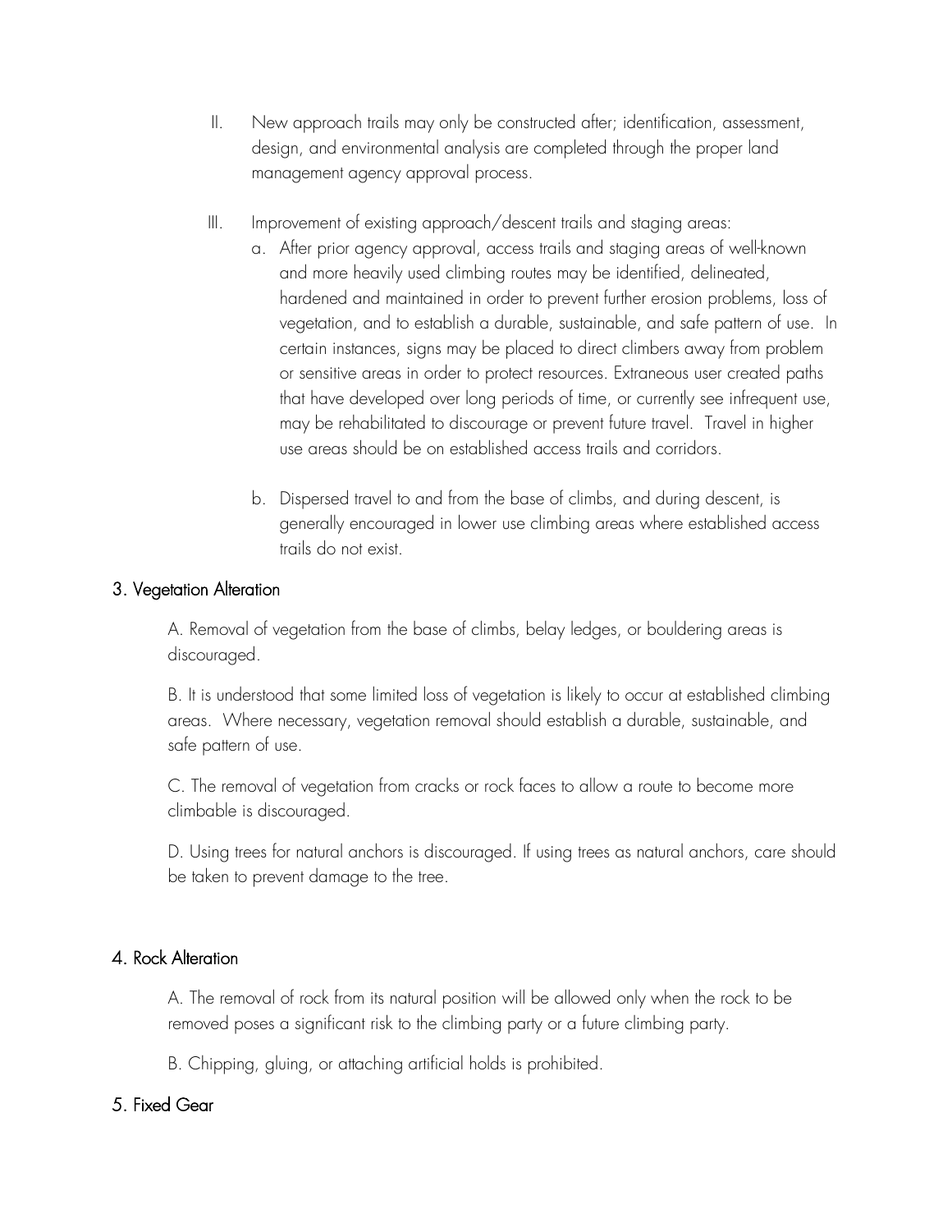II. New approach trails may only be constructed after; identification, assessment, design, and environmental analysis are completed through the proper land management agency approval process.

III. Improvement of existing approach/descent trails and staging areas:

a. After prior agency approval, access trails and staging areas of well-known and more heavily used climbing routes may be identified, delineated, hardened and maintained in order to prevent further erosion problems, loss of vegetation, and to establish a durable, sustainable, and safe pattern of use. In certain instances, signs may be placed to direct climbers away from problem or sensitive areas in order to protect resources. Extraneous user created paths that have developed over long periods of time, or currently see infrequent use, may be rehabilitated to discourage or prevent future travel. Travel in higher use areas should be on established access trails and corridors.

b. Dispersed travel to and from the base of climbs, and during descent, is generally encouraged in lower use climbing areas where established access trails do not exist.

### 3. Vegetation Alteration

A. Removal of vegetation from the base of climbs, belay ledges, or bouldering areas is discouraged.

B. It is understood that some limited loss of vegetation is likely to occur at established climbing areas. Where necessary, vegetation removal should establish a durable, sustainable, and safe pattern of use.

C. The removal of vegetation from cracks or rock faces to allow a route to become more climbable is discouraged.

D. Using trees for natural anchors is discouraged. If using trees as natural anchors, care should be taken to prevent damage to the tree.

### 4. Rock Alteration

A. The removal of rock from its natural position will be allowed only when the rock to be removed poses a significant risk to the climbing party or a future climbing party.

B. Chipping, gluing, or attaching artificial holds is prohibited.

### 5. Fixed Gear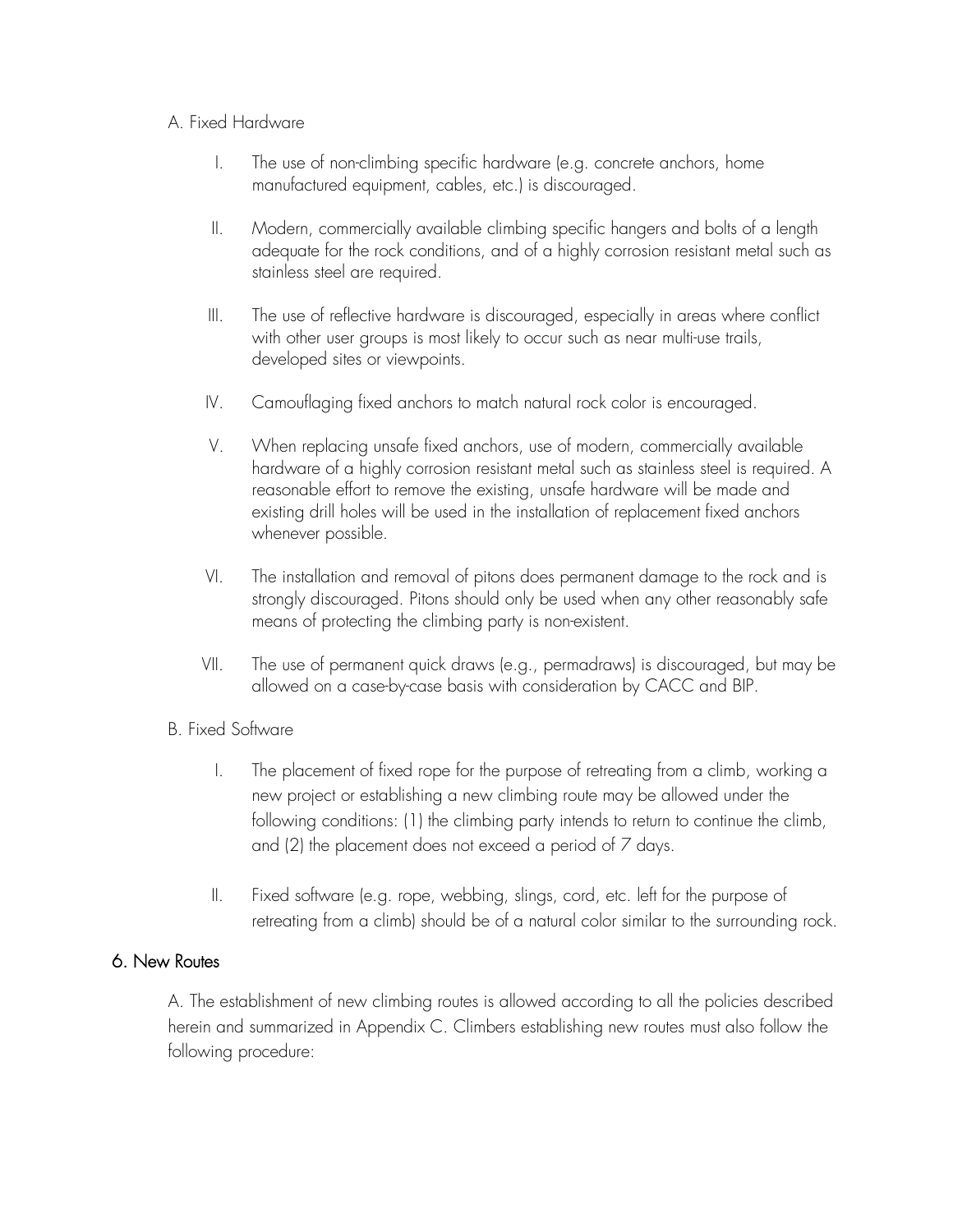A. Fixed Hardware

I. The use of non-climbing specific hardware (e.g. concrete anchors, home manufactured equipment, cables, etc.) is discouraged.

II. Modern, commercially available climbing specific hangers and bolts of a length adequate for the rock conditions, and of a highly corrosion resistant metal such as stainless steel are required.

III. The use of reflective hardware is discouraged, especially in areas where conflict with other user groups is most likely to occur such as near multi-use trails, developed sites or viewpoints.

IV. Camouflaging fixed anchors to match natural rock color is encouraged.

V. When replacing unsafe fixed anchors, use of modern, commercially available hardware of a highly corrosion resistant metal such as stainless steel is required. A reasonable effort to remove the existing, unsafe hardware will be made and existing drill holes will be used in the installation of replacement fixed anchors whenever possible.

VI. The installation and removal of pitons does permanent damage to the rock and is strongly discouraged. Pitons should only be used when any other reasonably safe means of protecting the climbing party is non-existent.

VII. The use of permanent quick draws (e.g., permadraws) is discouraged, but may be allowed on a case-by-case basis with consideration by CACC and BIP.

B. Fixed Software

I. The placement of fixed rope for the purpose of retreating from a climb, working a new project or establishing a new climbing route may be allowed under the following conditions: (1) the climbing party intends to return to continue the climb, and (2) the placement does not exceed a period of 7 days.

II. Fixed software (e.g. rope, webbing, slings, cord, etc. left for the purpose of retreating from a climb) should be of a natural color similar to the surrounding rock.

## 6. New Routes

A. The establishment of new climbing routes is allowed according to all the policies described herein and summarized in Appendix C. Climbers establishing new routes must also follow the following procedure: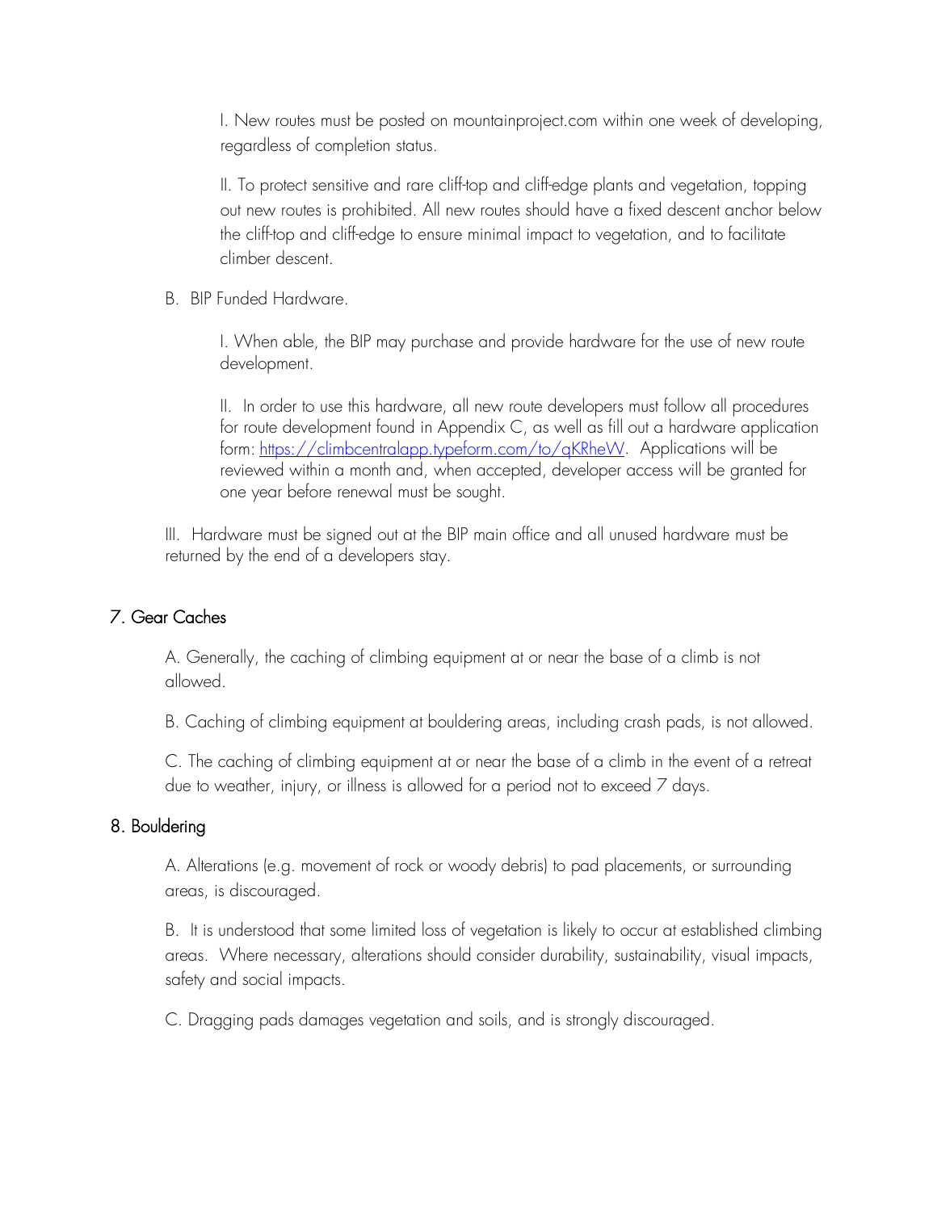I. New routes must be posted on mountainproject.com within one week of developing, regardless of completion status.

II. To protect sensitive and rare cliff-top and cliff-edge plants and vegetation, topping out new routes is prohibited. All new routes should have a fixed descent anchor below the cliff-top and cliff-edge to ensure minimal impact to vegetation, and to facilitate climber descent.

B. BIP Funded Hardware.

I. When able, the BIP may purchase and provide hardware for the use of new route development.

II. In order to use this hardware, all new route developers must follow all procedures for route development found in Appendix C, as well as fill out a hardware application form: [https://climbcentralapp.typeform.com/to/qKRheW](https://climbcentralapp.typeform.com/to/qKRheW). Applications will be reviewed within a month and, when accepted, developer access will be granted for one year before renewal must be sought.

III. Hardware must be signed out at the BIP main office and all unused hardware must be returned by the end of a developers stay.

## 7. Gear Caches

A. Generally, the caching of climbing equipment at or near the base of a climb is not allowed.

B. Caching of climbing equipment at bouldering areas, including crash pads, is not allowed.

C. The caching of climbing equipment at or near the base of a climb in the event of a retreat due to weather, injury, or illness is allowed for a period not to exceed 7 days.

## 8. Bouldering

A. Alterations (e.g. movement of rock or woody debris) to pad placements, or surrounding areas, is discouraged.

B. It is understood that some limited loss of vegetation is likely to occur at established climbing areas. Where necessary, alterations should consider durability, sustainability, visual impacts, safety and social impacts.

C. Dragging pads damages vegetation and soils, and is strongly discouraged.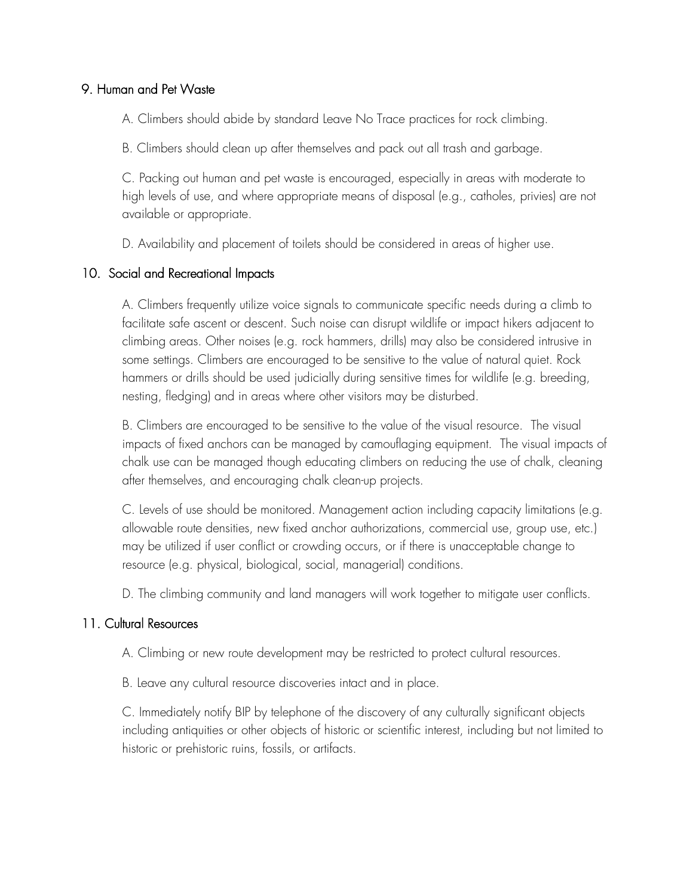## 9. Human and Pet Waste

A. Climbers should abide by standard Leave No Trace practices for rock climbing.

B. Climbers should clean up after themselves and pack out all trash and garbage.

C. Packing out human and pet waste is encouraged, especially in areas with moderate to high levels of use, and where appropriate means of disposal (e.g., catholes, privies) are not available or appropriate.

D. Availability and placement of toilets should be considered in areas of higher use.

## 10. Social and Recreational Impacts

A. Climbers frequently utilize voice signals to communicate specific needs during a climb to facilitate safe ascent or descent. Such noise can disrupt wildlife or impact hikers adjacent to climbing areas. Other noises (e.g. rock hammers, drills) may also be considered intrusive in some settings. Climbers are encouraged to be sensitive to the value of natural quiet. Rock hammers or drills should be used judicially during sensitive times for wildlife (e.g. breeding, nesting, fledging) and in areas where other visitors may be disturbed.

B. Climbers are encouraged to be sensitive to the value of the visual resource. The visual impacts of fixed anchors can be managed by camouflaging equipment. The visual impacts of chalk use can be managed though educating climbers on reducing the use of chalk, cleaning after themselves, and encouraging chalk clean-up projects.

C. Levels of use should be monitored. Management action including capacity limitations (e.g. allowable route densities, new fixed anchor authorizations, commercial use, group use, etc.) may be utilized if user conflict or crowding occurs, or if there is unacceptable change to resource (e.g. physical, biological, social, managerial) conditions.

D. The climbing community and land managers will work together to mitigate user conflicts.

## 11. Cultural Resources

A. Climbing or new route development may be restricted to protect cultural resources.

B. Leave any cultural resource discoveries intact and in place.

C. Immediately notify BIP by telephone of the discovery of any culturally significant objects including antiquities or other objects of historic or scientific interest, including but not limited to historic or prehistoric ruins, fossils, or artifacts.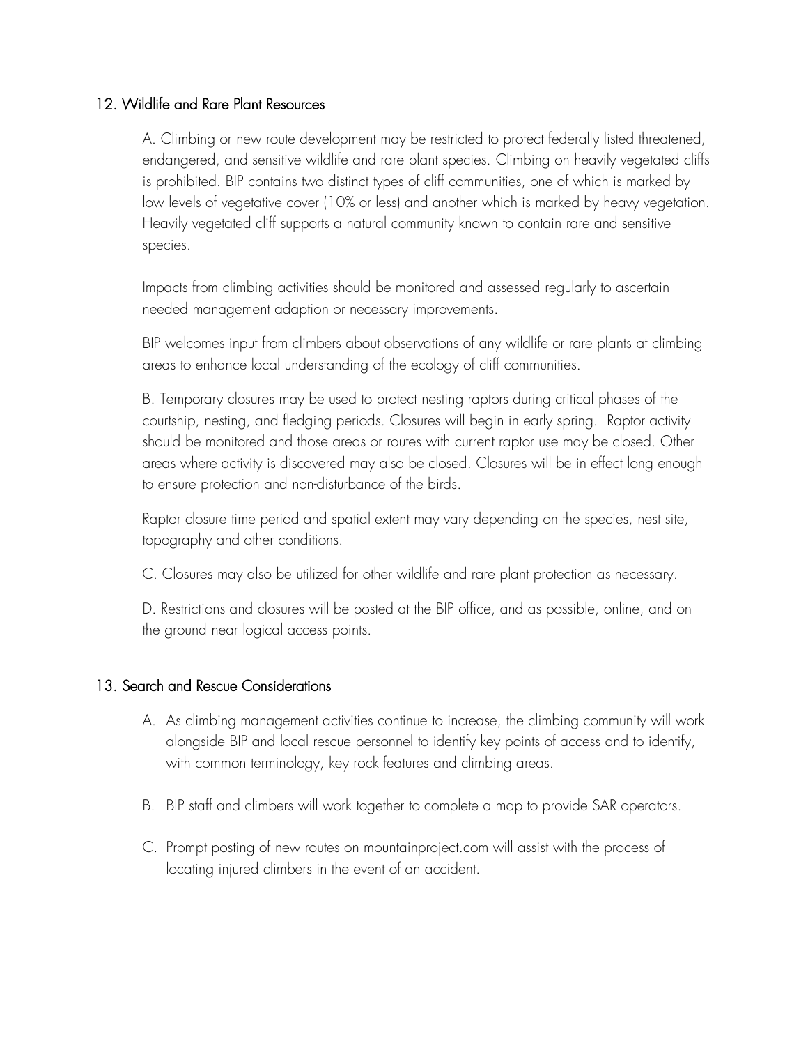## 12. Wildlife and Rare Plant Resources

A. Climbing or new route development may be restricted to protect federally listed threatened, endangered, and sensitive wildlife and rare plant species. Climbing on heavily vegetated cliffs is prohibited. BIP contains two distinct types of cliff communities, one of which is marked by low levels of vegetative cover (10% or less) and another which is marked by heavy vegetation. Heavily vegetated cliff supports a natural community known to contain rare and sensitive species.

Impacts from climbing activities should be monitored and assessed regularly to ascertain needed management adaption or necessary improvements.

BIP welcomes input from climbers about observations of any wildlife or rare plants at climbing areas to enhance local understanding of the ecology of cliff communities.

B. Temporary closures may be used to protect nesting raptors during critical phases of the courtship, nesting, and fledging periods. Closures will begin in early spring. Raptor activity should be monitored and those areas or routes with current raptor use may be closed. Other areas where activity is discovered may also be closed. Closures will be in effect long enough to ensure protection and non-disturbance of the birds.

Raptor closure time period and spatial extent may vary depending on the species, nest site, topography and other conditions.

C. Closures may also be utilized for other wildlife and rare plant protection as necessary.

D. Restrictions and closures will be posted at the BIP office, and as possible, online, and on the ground near logical access points.

## 13. Search and Rescue Considerations

A. As climbing management activities continue to increase, the climbing community will work alongside BIP and local rescue personnel to identify key points of access and to identify, with common terminology, key rock features and climbing areas.

B. BIP staff and climbers will work together to complete a map to provide SAR operators.

C. Prompt posting of new routes on mountainproject.com will assist with the process of locating injured climbers in the event of an accident.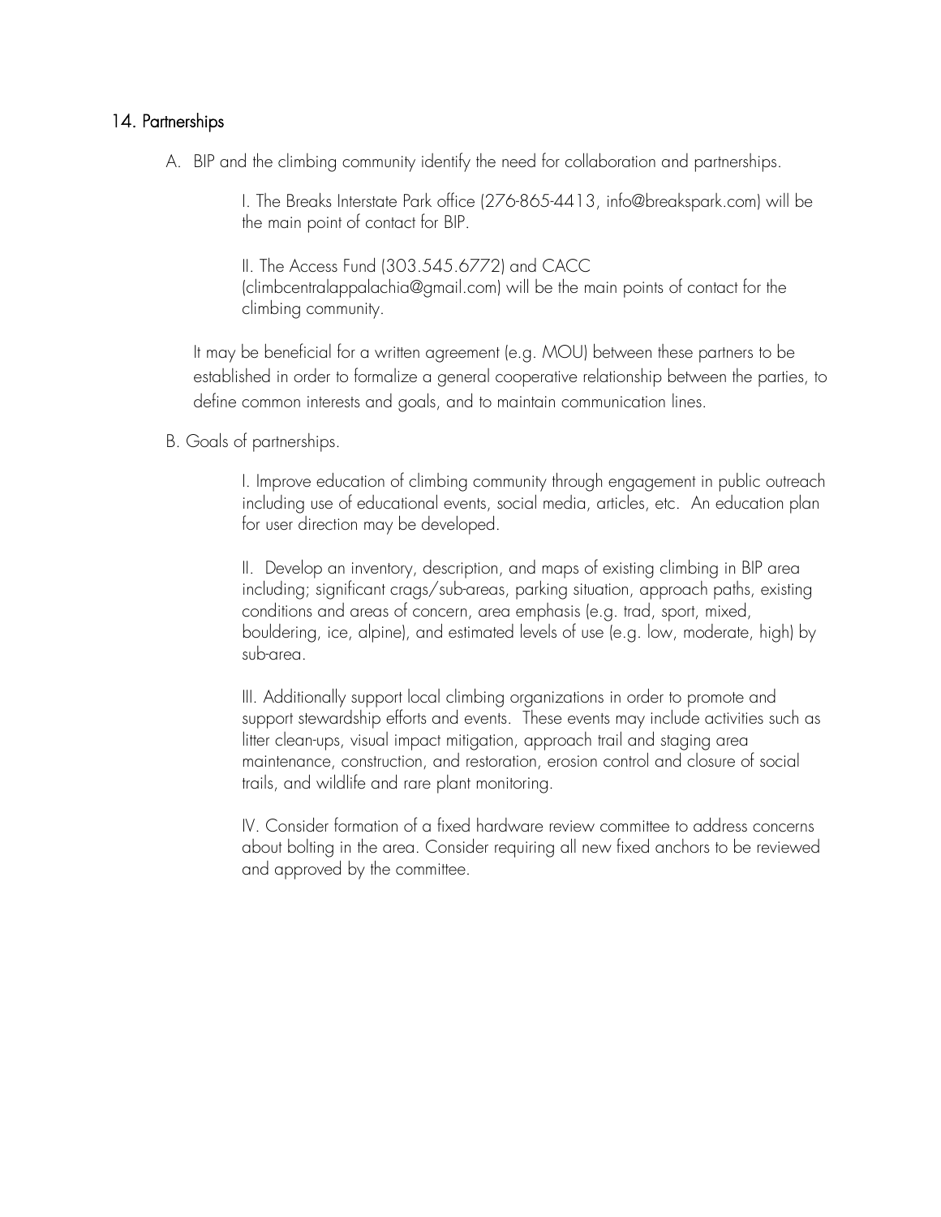## 14. Partnerships

A. BIP and the climbing community identify the need for collaboration and partnerships.

> I. The Breaks Interstate Park office (276-865-4413, info@breakspark.com) will be the main point of contact for BIP.
>
> II. The Access Fund (303.545.6772) and CACC (climbcentralappalachia@gmail.com) will be the main points of contact for the climbing community.

It may be beneficial for a written agreement (e.g. MOU) between these partners to be established in order to formalize a general cooperative relationship between the parties, to define common interests and goals, and to maintain communication lines.

B. Goals of partnerships.

> I. Improve education of climbing community through engagement in public outreach including use of educational events, social media, articles, etc. An education plan for user direction may be developed.
>
> II. Develop an inventory, description, and maps of existing climbing in BIP area including; significant crags/sub-areas, parking situation, approach paths, existing conditions and areas of concern, area emphasis (e.g. trad, sport, mixed, bouldering, ice, alpine), and estimated levels of use (e.g. low, moderate, high) by sub-area.
>
> III. Additionally support local climbing organizations in order to promote and support stewardship efforts and events. These events may include activities such as litter clean-ups, visual impact mitigation, approach trail and staging area maintenance, construction, and restoration, erosion control and closure of social trails, and wildlife and rare plant monitoring.
>
> IV. Consider formation of a fixed hardware review committee to address concerns about bolting in the area. Consider requiring all new fixed anchors to be reviewed and approved by the committee.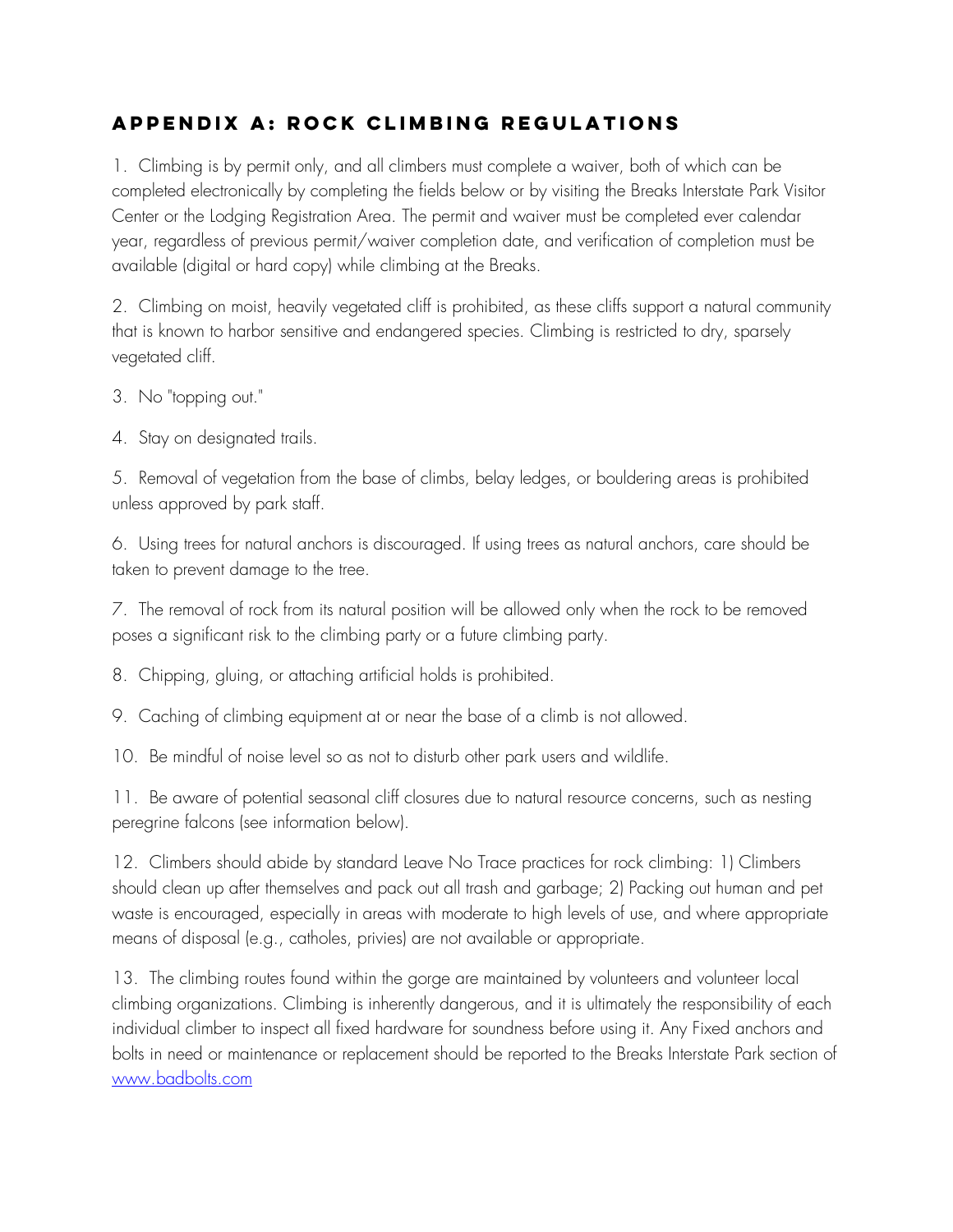## Appendix A: Rock Climbing Regulations

1. Climbing is by permit only, and all climbers must complete a waiver, both of which can be completed electronically by completing the fields below or by visiting the Breaks Interstate Park Visitor Center or the Lodging Registration Area. The permit and waiver must be completed ever calendar year, regardless of previous permit/waiver completion date, and verification of completion must be available (digital or hard copy) while climbing at the Breaks.

2. Climbing on moist, heavily vegetated cliff is prohibited, as these cliffs support a natural community that is known to harbor sensitive and endangered species. Climbing is restricted to dry, sparsely vegetated cliff.

3. No "topping out."

4. Stay on designated trails.

5. Removal of vegetation from the base of climbs, belay ledges, or bouldering areas is prohibited unless approved by park staff.

6. Using trees for natural anchors is discouraged. If using trees as natural anchors, care should be taken to prevent damage to the tree.

7. The removal of rock from its natural position will be allowed only when the rock to be removed poses a significant risk to the climbing party or a future climbing party.

8. Chipping, gluing, or attaching artificial holds is prohibited.

9. Caching of climbing equipment at or near the base of a climb is not allowed.

10. Be mindful of noise level so as not to disturb other park users and wildlife.

11. Be aware of potential seasonal cliff closures due to natural resource concerns, such as nesting peregrine falcons (see information below).

12. Climbers should abide by standard Leave No Trace practices for rock climbing: 1) Climbers should clean up after themselves and pack out all trash and garbage; 2) Packing out human and pet waste is encouraged, especially in areas with moderate to high levels of use, and where appropriate means of disposal (e.g., catholes, privies) are not available or appropriate.

13. The climbing routes found within the gorge are maintained by volunteers and volunteer local climbing organizations. Climbing is inherently dangerous, and it is ultimately the responsibility of each individual climber to inspect all fixed hardware for soundness before using it. Any Fixed anchors and bolts in need or maintenance or replacement should be reported to the Breaks Interstate Park section of [www.badbolts.com](http://www.badbolts.com)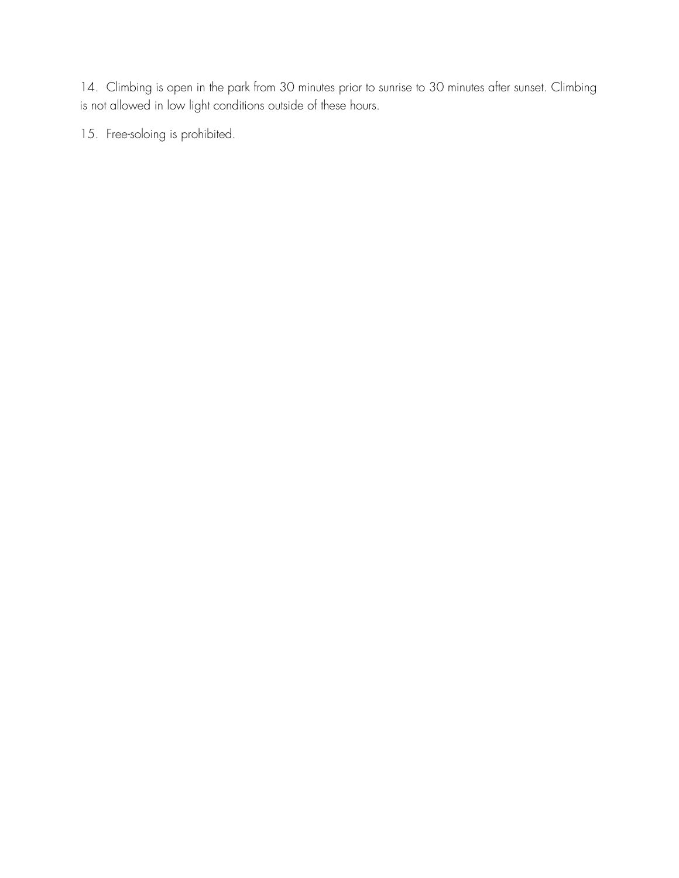14. Climbing is open in the park from 30 minutes prior to sunrise to 30 minutes after sunset. Climbing is not allowed in low light conditions outside of these hours.

15. Free-soloing is prohibited.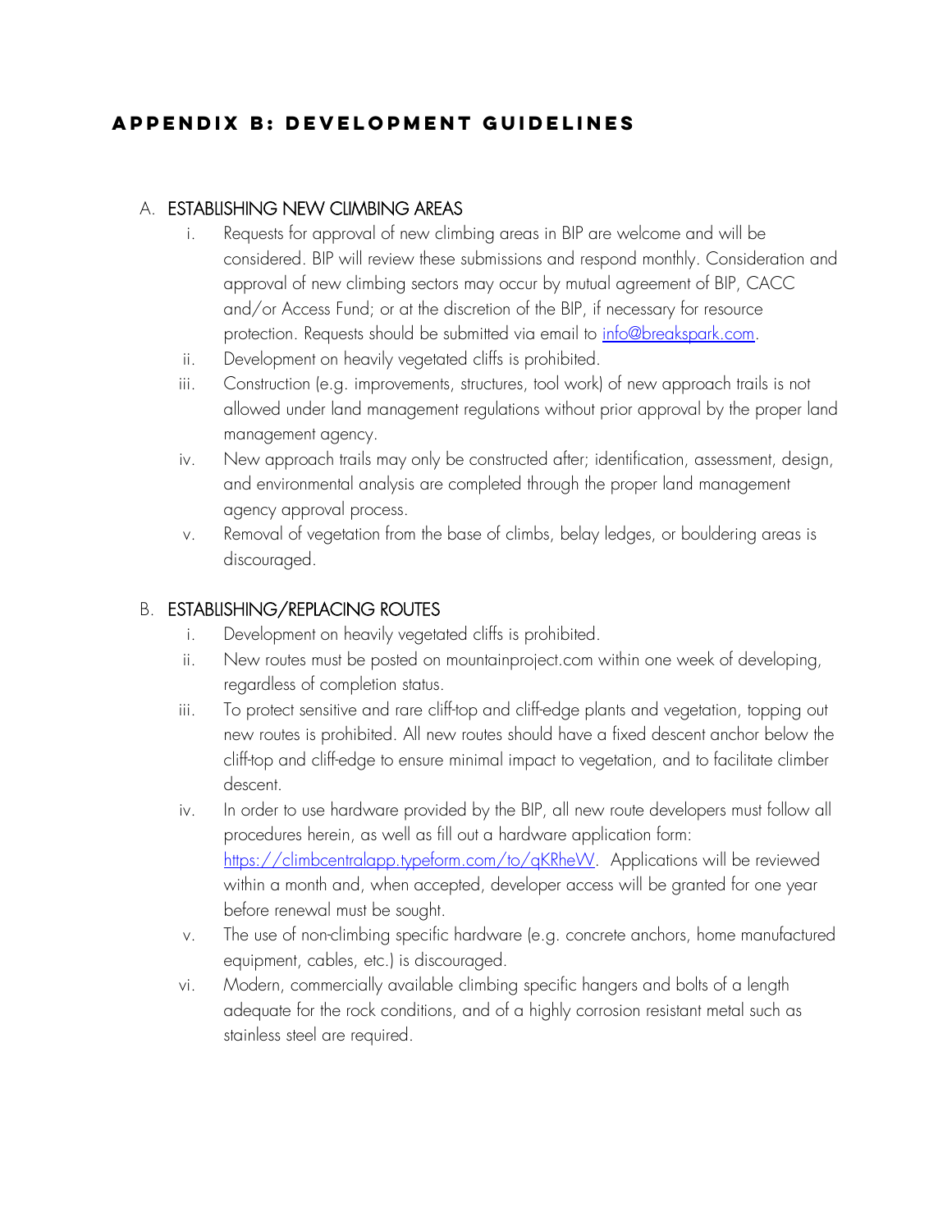# APPENDIX B: DEVELOPMENT GUIDELINES

## A. ESTABLISHING NEW CLIMBING AREAS

i. Requests for approval of new climbing areas in BIP are welcome and will be considered. BIP will review these submissions and respond monthly. Consideration and approval of new climbing sectors may occur by mutual agreement of BIP, CACC and/or Access Fund; or at the discretion of the BIP, if necessary for resource protection. Requests should be submitted via email to [info@breakspark.com](mailto:info@breakspark.com).

ii. Development on heavily vegetated cliffs is prohibited.

iii. Construction (e.g. improvements, structures, tool work) of new approach trails is not allowed under land management regulations without prior approval by the proper land management agency.

iv. New approach trails may only be constructed after; identification, assessment, design, and environmental analysis are completed through the proper land management agency approval process.

v. Removal of vegetation from the base of climbs, belay ledges, or bouldering areas is discouraged.

## B. ESTABLISHING/REPLACING ROUTES

i. Development on heavily vegetated cliffs is prohibited.

ii. New routes must be posted on mountainproject.com within one week of developing, regardless of completion status.

iii. To protect sensitive and rare cliff-top and cliff-edge plants and vegetation, topping out new routes is prohibited. All new routes should have a fixed descent anchor below the cliff-top and cliff-edge to ensure minimal impact to vegetation, and to facilitate climber descent.

iv. In order to use hardware provided by the BIP, all new route developers must follow all procedures herein, as well as fill out a hardware application form: [https://climbcentralapp.typeform.com/to/qKRheW](https://climbcentralapp.typeform.com/to/qKRheW). Applications will be reviewed within a month and, when accepted, developer access will be granted for one year before renewal must be sought.

v. The use of non-climbing specific hardware (e.g. concrete anchors, home manufactured equipment, cables, etc.) is discouraged.

vi. Modern, commercially available climbing specific hangers and bolts of a length adequate for the rock conditions, and of a highly corrosion resistant metal such as stainless steel are required.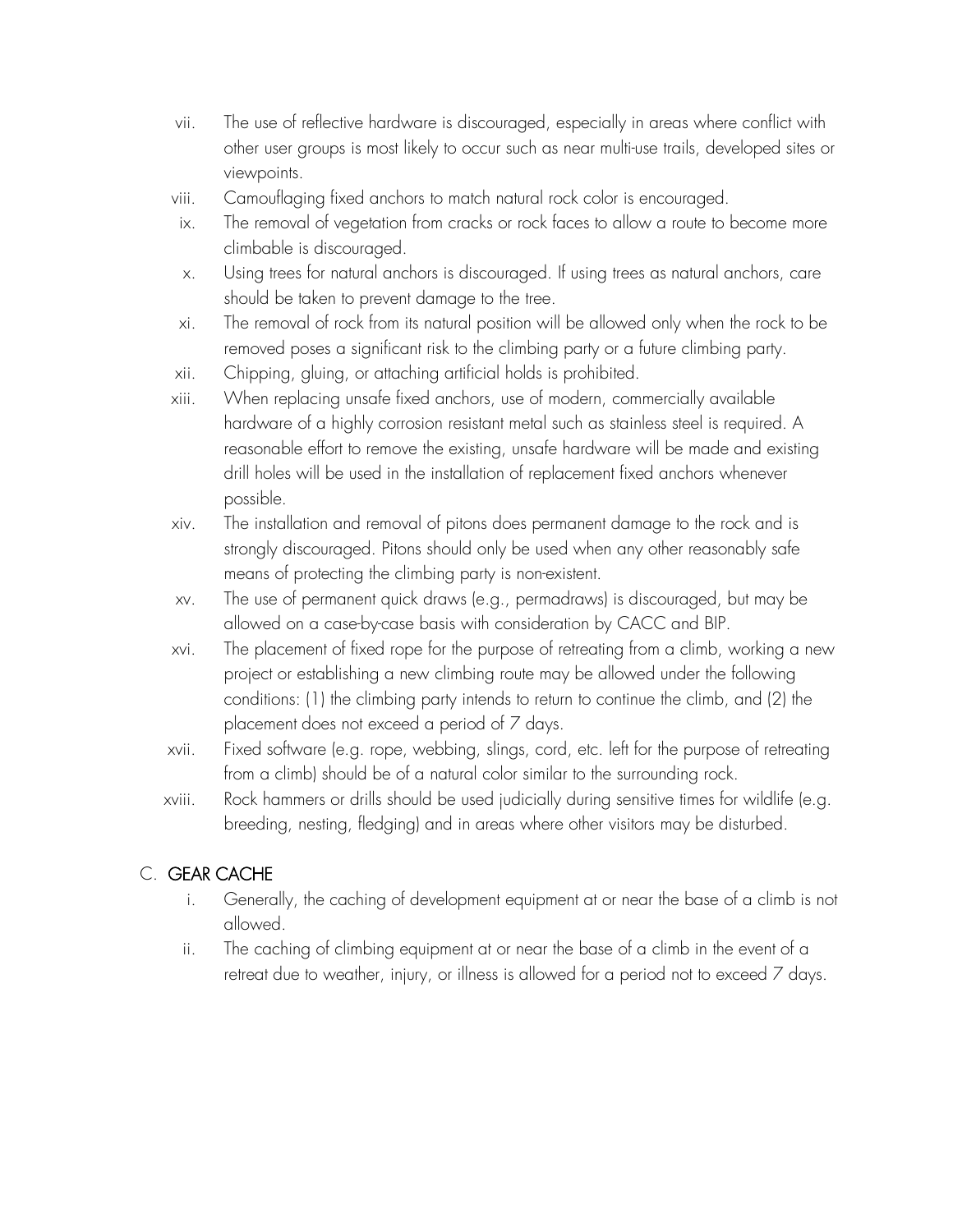vii. The use of reflective hardware is discouraged, especially in areas where conflict with other user groups is most likely to occur such as near multi-use trails, developed sites or viewpoints.

viii. Camouflaging fixed anchors to match natural rock color is encouraged.

ix. The removal of vegetation from cracks or rock faces to allow a route to become more climbable is discouraged.

x. Using trees for natural anchors is discouraged. If using trees as natural anchors, care should be taken to prevent damage to the tree.

xi. The removal of rock from its natural position will be allowed only when the rock to be removed poses a significant risk to the climbing party or a future climbing party.

xii. Chipping, gluing, or attaching artificial holds is prohibited.

xiii. When replacing unsafe fixed anchors, use of modern, commercially available hardware of a highly corrosion resistant metal such as stainless steel is required. A reasonable effort to remove the existing, unsafe hardware will be made and existing drill holes will be used in the installation of replacement fixed anchors whenever possible.

xiv. The installation and removal of pitons does permanent damage to the rock and is strongly discouraged. Pitons should only be used when any other reasonably safe means of protecting the climbing party is non-existent.

xv. The use of permanent quick draws (e.g., permadraws) is discouraged, but may be allowed on a case-by-case basis with consideration by CACC and BIP.

xvi. The placement of fixed rope for the purpose of retreating from a climb, working a new project or establishing a new climbing route may be allowed under the following conditions: (1) the climbing party intends to return to continue the climb, and (2) the placement does not exceed a period of 7 days.

xvii. Fixed software (e.g. rope, webbing, slings, cord, etc. left for the purpose of retreating from a climb) should be of a natural color similar to the surrounding rock.

xviii. Rock hammers or drills should be used judicially during sensitive times for wildlife (e.g. breeding, nesting, fledging) and in areas where other visitors may be disturbed.

## C. GEAR CACHE

i. Generally, the caching of development equipment at or near the base of a climb is not allowed.

ii. The caching of climbing equipment at or near the base of a climb in the event of a retreat due to weather, injury, or illness is allowed for a period not to exceed 7 days.